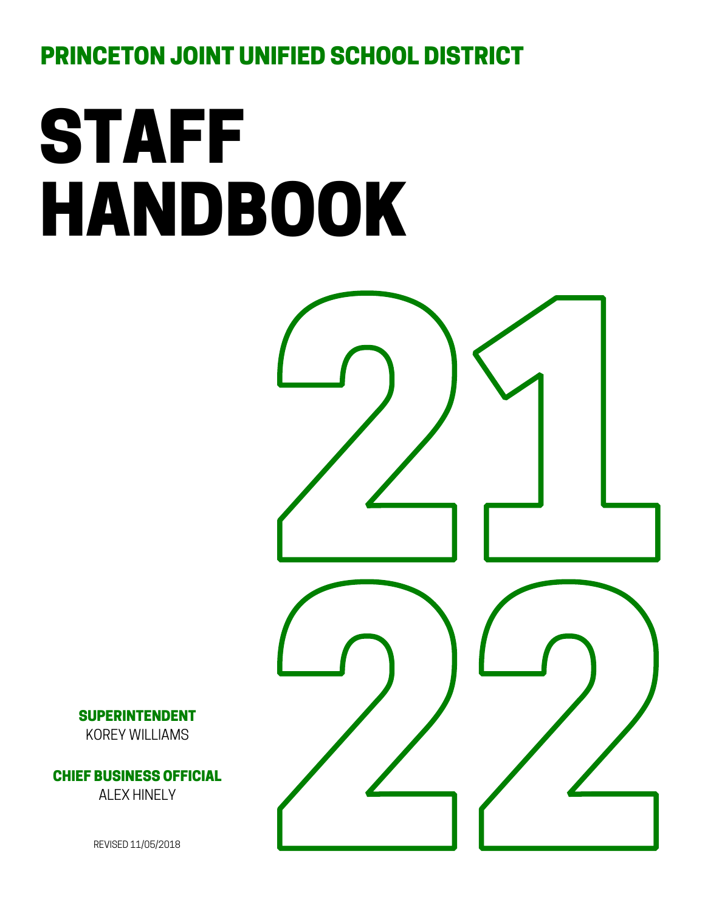**PRINCETON JOINT UNIFIED SCHOOL DISTRICT**

# STAFF HANDBOOK

21
22

**SUPERINTENDENT**
KOREY WILLIAMS

**CHIEF BUSINESS OFFICIAL**
ALEX HINELY

REVISED 11/05/2018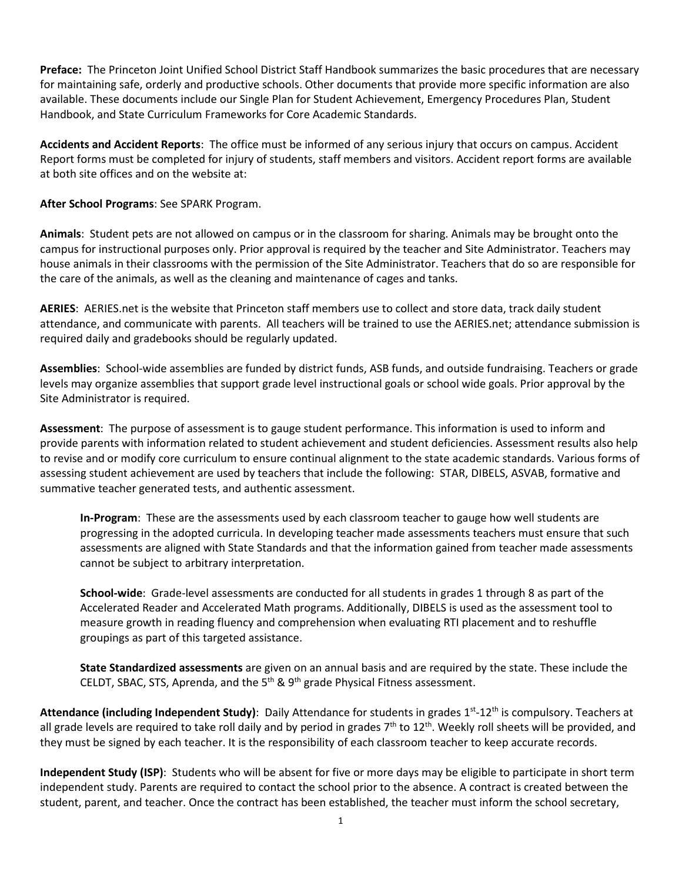**Preface:** The Princeton Joint Unified School District Staff Handbook summarizes the basic procedures that are necessary for maintaining safe, orderly and productive schools. Other documents that provide more specific information are also available. These documents include our Single Plan for Student Achievement, Emergency Procedures Plan, Student Handbook, and State Curriculum Frameworks for Core Academic Standards.

**Accidents and Accident Reports**: The office must be informed of any serious injury that occurs on campus. Accident Report forms must be completed for injury of students, staff members and visitors. Accident report forms are available at both site offices and on the website at:

**After School Programs**: See SPARK Program.

**Animals**: Student pets are not allowed on campus or in the classroom for sharing. Animals may be brought onto the campus for instructional purposes only. Prior approval is required by the teacher and Site Administrator. Teachers may house animals in their classrooms with the permission of the Site Administrator. Teachers that do so are responsible for the care of the animals, as well as the cleaning and maintenance of cages and tanks.

**AERIES**: AERIES.net is the website that Princeton staff members use to collect and store data, track daily student attendance, and communicate with parents. All teachers will be trained to use the AERIES.net; attendance submission is required daily and gradebooks should be regularly updated.

**Assemblies**: School-wide assemblies are funded by district funds, ASB funds, and outside fundraising. Teachers or grade levels may organize assemblies that support grade level instructional goals or school wide goals. Prior approval by the Site Administrator is required.

**Assessment**: The purpose of assessment is to gauge student performance. This information is used to inform and provide parents with information related to student achievement and student deficiencies. Assessment results also help to revise and or modify core curriculum to ensure continual alignment to the state academic standards. Various forms of assessing student achievement are used by teachers that include the following: STAR, DIBELS, ASVAB, formative and summative teacher generated tests, and authentic assessment.

> **In-Program**: These are the assessments used by each classroom teacher to gauge how well students are progressing in the adopted curricula. In developing teacher made assessments teachers must ensure that such assessments are aligned with State Standards and that the information gained from teacher made assessments cannot be subject to arbitrary interpretation.
>
> **School-wide**: Grade-level assessments are conducted for all students in grades 1 through 8 as part of the Accelerated Reader and Accelerated Math programs. Additionally, DIBELS is used as the assessment tool to measure growth in reading fluency and comprehension when evaluating RTI placement and to reshuffle groupings as part of this targeted assistance.
>
> **State Standardized assessments** are given on an annual basis and are required by the state. These include the CELDT, SBAC, STS, Aprenda, and the 5th & 9th grade Physical Fitness assessment.

**Attendance (including Independent Study)**: Daily Attendance for students in grades 1st-12th is compulsory. Teachers at all grade levels are required to take roll daily and by period in grades 7th to 12th. Weekly roll sheets will be provided, and they must be signed by each teacher. It is the responsibility of each classroom teacher to keep accurate records.

**Independent Study (ISP)**: Students who will be absent for five or more days may be eligible to participate in short term independent study. Parents are required to contact the school prior to the absence. A contract is created between the student, parent, and teacher. Once the contract has been established, the teacher must inform the school secretary,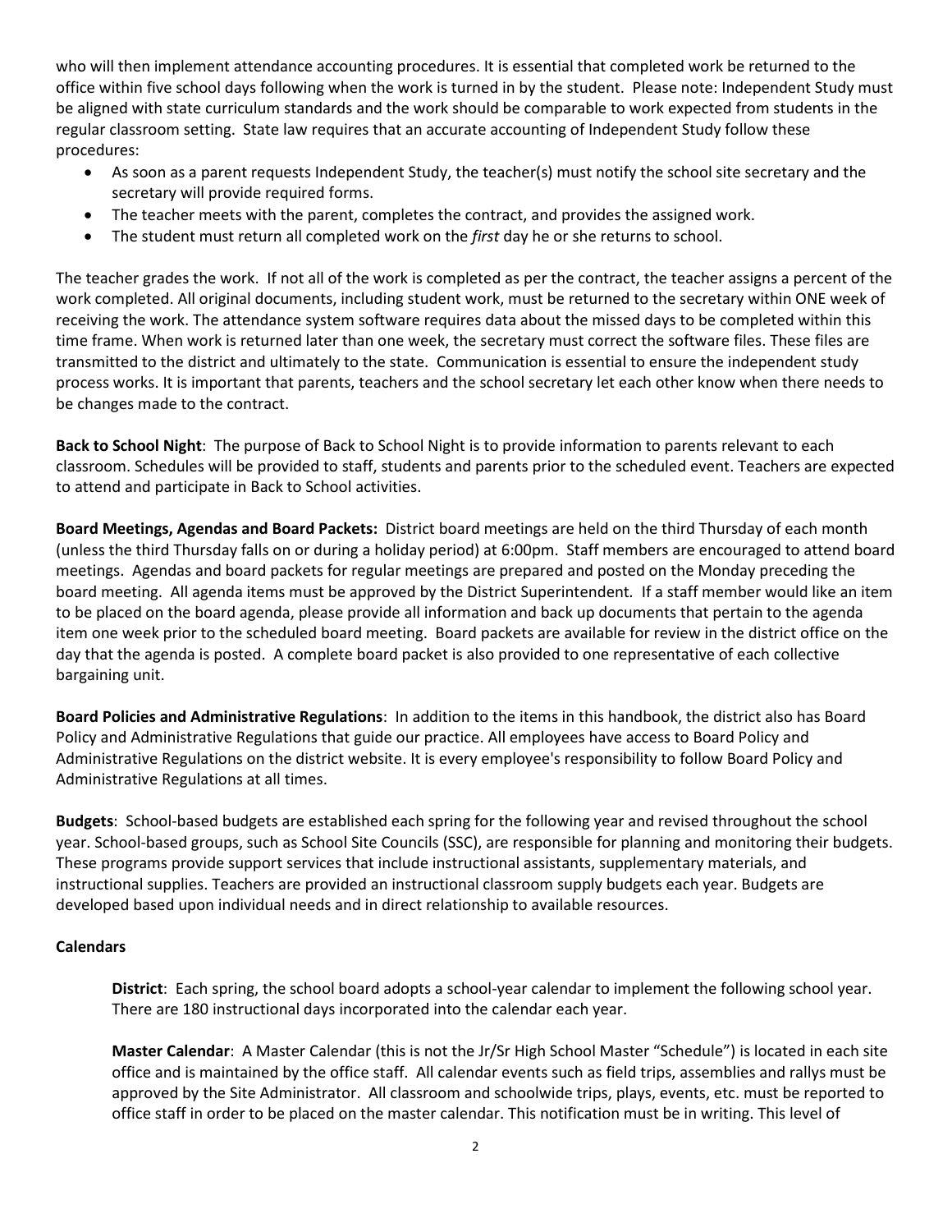who will then implement attendance accounting procedures. It is essential that completed work be returned to the office within five school days following when the work is turned in by the student. Please note: Independent Study must be aligned with state curriculum standards and the work should be comparable to work expected from students in the regular classroom setting. State law requires that an accurate accounting of Independent Study follow these procedures:

- As soon as a parent requests Independent Study, the teacher(s) must notify the school site secretary and the secretary will provide required forms.
- The teacher meets with the parent, completes the contract, and provides the assigned work.
- The student must return all completed work on the *first* day he or she returns to school.

The teacher grades the work. If not all of the work is completed as per the contract, the teacher assigns a percent of the work completed. All original documents, including student work, must be returned to the secretary within ONE week of receiving the work. The attendance system software requires data about the missed days to be completed within this time frame. When work is returned later than one week, the secretary must correct the software files. These files are transmitted to the district and ultimately to the state. Communication is essential to ensure the independent study process works. It is important that parents, teachers and the school secretary let each other know when there needs to be changes made to the contract.

**Back to School Night**: The purpose of Back to School Night is to provide information to parents relevant to each classroom. Schedules will be provided to staff, students and parents prior to the scheduled event. Teachers are expected to attend and participate in Back to School activities.

**Board Meetings, Agendas and Board Packets:** District board meetings are held on the third Thursday of each month (unless the third Thursday falls on or during a holiday period) at 6:00pm. Staff members are encouraged to attend board meetings. Agendas and board packets for regular meetings are prepared and posted on the Monday preceding the board meeting. All agenda items must be approved by the District Superintendent. If a staff member would like an item to be placed on the board agenda, please provide all information and back up documents that pertain to the agenda item one week prior to the scheduled board meeting. Board packets are available for review in the district office on the day that the agenda is posted. A complete board packet is also provided to one representative of each collective bargaining unit.

**Board Policies and Administrative Regulations**: In addition to the items in this handbook, the district also has Board Policy and Administrative Regulations that guide our practice. All employees have access to Board Policy and Administrative Regulations on the district website. It is every employee's responsibility to follow Board Policy and Administrative Regulations at all times.

**Budgets**: School-based budgets are established each spring for the following year and revised throughout the school year. School-based groups, such as School Site Councils (SSC), are responsible for planning and monitoring their budgets. These programs provide support services that include instructional assistants, supplementary materials, and instructional supplies. Teachers are provided an instructional classroom supply budgets each year. Budgets are developed based upon individual needs and in direct relationship to available resources.

**Calendars**

**District**: Each spring, the school board adopts a school-year calendar to implement the following school year. There are 180 instructional days incorporated into the calendar each year.

**Master Calendar**: A Master Calendar (this is not the Jr/Sr High School Master "Schedule") is located in each site office and is maintained by the office staff. All calendar events such as field trips, assemblies and rallys must be approved by the Site Administrator. All classroom and schoolwide trips, plays, events, etc. must be reported to office staff in order to be placed on the master calendar. This notification must be in writing. This level of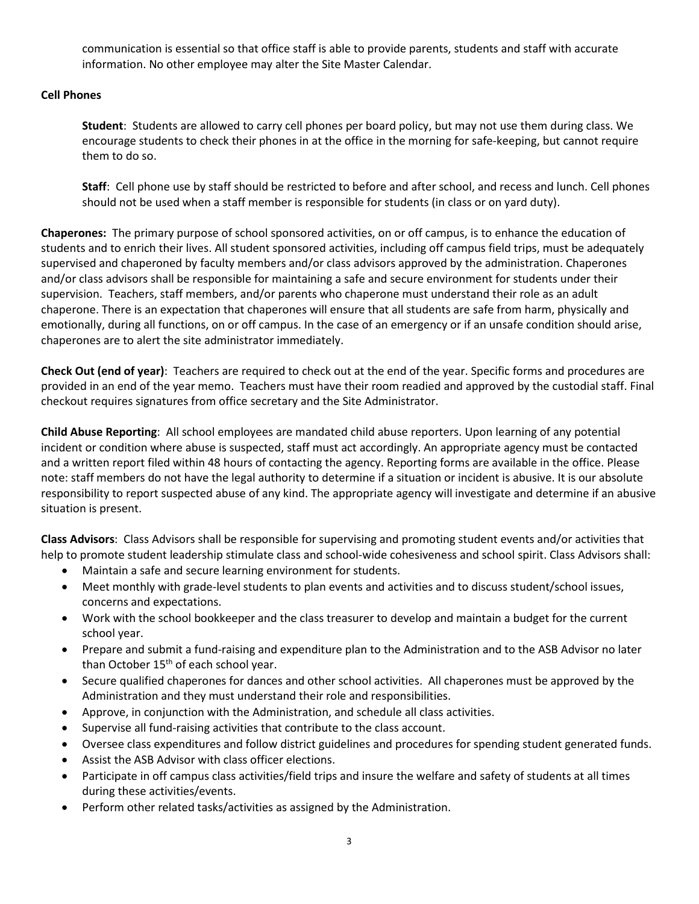communication is essential so that office staff is able to provide parents, students and staff with accurate information. No other employee may alter the Site Master Calendar.

**Cell Phones**

**Student**: Students are allowed to carry cell phones per board policy, but may not use them during class. We encourage students to check their phones in at the office in the morning for safe-keeping, but cannot require them to do so.

**Staff**: Cell phone use by staff should be restricted to before and after school, and recess and lunch. Cell phones should not be used when a staff member is responsible for students (in class or on yard duty).

**Chaperones:** The primary purpose of school sponsored activities, on or off campus, is to enhance the education of students and to enrich their lives. All student sponsored activities, including off campus field trips, must be adequately supervised and chaperoned by faculty members and/or class advisors approved by the administration. Chaperones and/or class advisors shall be responsible for maintaining a safe and secure environment for students under their supervision. Teachers, staff members, and/or parents who chaperone must understand their role as an adult chaperone. There is an expectation that chaperones will ensure that all students are safe from harm, physically and emotionally, during all functions, on or off campus. In the case of an emergency or if an unsafe condition should arise, chaperones are to alert the site administrator immediately.

**Check Out (end of year)**: Teachers are required to check out at the end of the year. Specific forms and procedures are provided in an end of the year memo. Teachers must have their room readied and approved by the custodial staff. Final checkout requires signatures from office secretary and the Site Administrator.

**Child Abuse Reporting**: All school employees are mandated child abuse reporters. Upon learning of any potential incident or condition where abuse is suspected, staff must act accordingly. An appropriate agency must be contacted and a written report filed within 48 hours of contacting the agency. Reporting forms are available in the office. Please note: staff members do not have the legal authority to determine if a situation or incident is abusive. It is our absolute responsibility to report suspected abuse of any kind. The appropriate agency will investigate and determine if an abusive situation is present.

**Class Advisors**: Class Advisors shall be responsible for supervising and promoting student events and/or activities that help to promote student leadership stimulate class and school-wide cohesiveness and school spirit. Class Advisors shall:

- Maintain a safe and secure learning environment for students.
- Meet monthly with grade-level students to plan events and activities and to discuss student/school issues, concerns and expectations.
- Work with the school bookkeeper and the class treasurer to develop and maintain a budget for the current school year.
- Prepare and submit a fund-raising and expenditure plan to the Administration and to the ASB Advisor no later than October 15th of each school year.
- Secure qualified chaperones for dances and other school activities. All chaperones must be approved by the Administration and they must understand their role and responsibilities.
- Approve, in conjunction with the Administration, and schedule all class activities.
- Supervise all fund-raising activities that contribute to the class account.
- Oversee class expenditures and follow district guidelines and procedures for spending student generated funds.
- Assist the ASB Advisor with class officer elections.
- Participate in off campus class activities/field trips and insure the welfare and safety of students at all times during these activities/events.
- Perform other related tasks/activities as assigned by the Administration.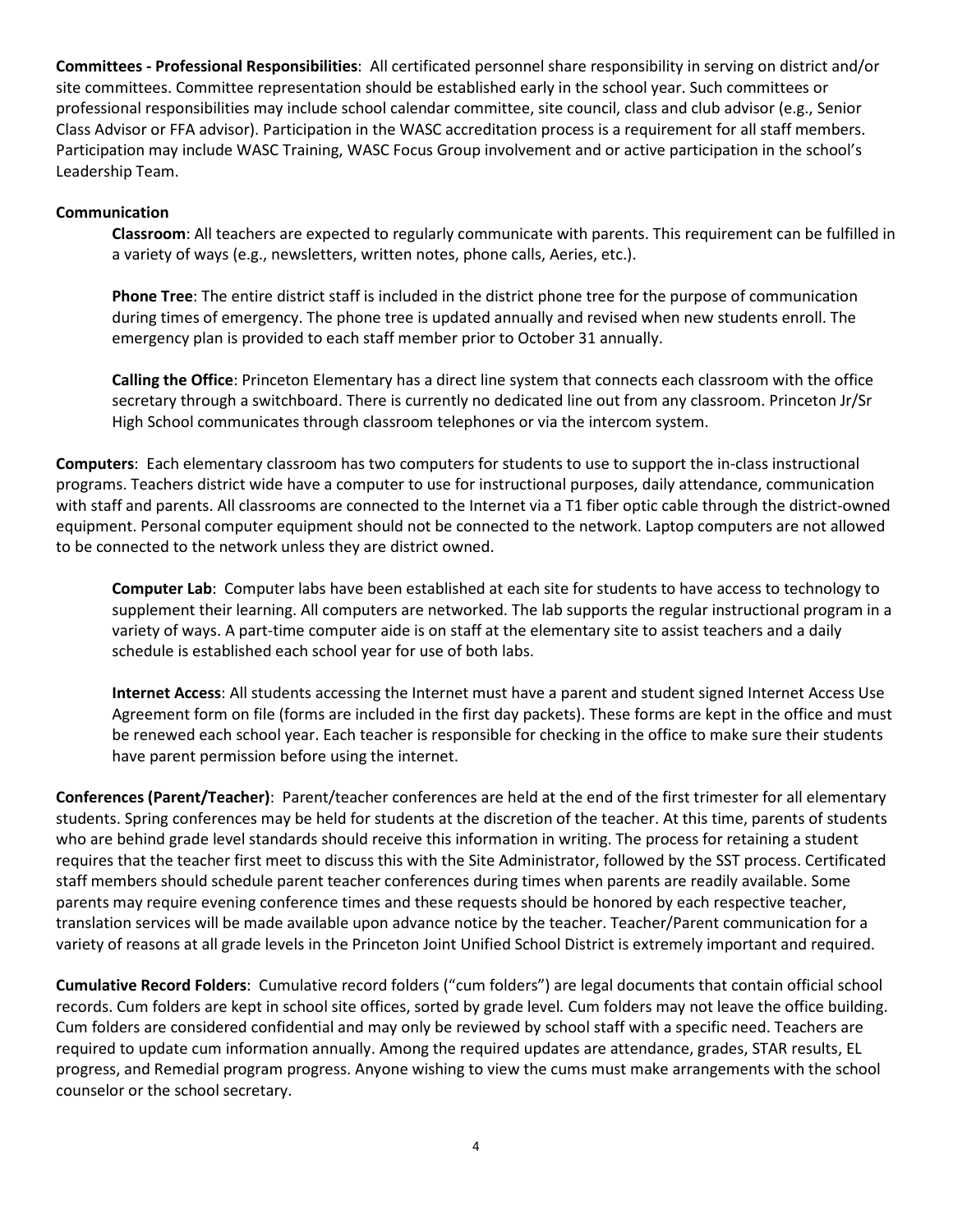**Committees - Professional Responsibilities**: All certificated personnel share responsibility in serving on district and/or site committees. Committee representation should be established early in the school year. Such committees or professional responsibilities may include school calendar committee, site council, class and club advisor (e.g., Senior Class Advisor or FFA advisor). Participation in the WASC accreditation process is a requirement for all staff members. Participation may include WASC Training, WASC Focus Group involvement and or active participation in the school's Leadership Team.

**Communication**

**Classroom**: All teachers are expected to regularly communicate with parents. This requirement can be fulfilled in a variety of ways (e.g., newsletters, written notes, phone calls, Aeries, etc.).

**Phone Tree**: The entire district staff is included in the district phone tree for the purpose of communication during times of emergency. The phone tree is updated annually and revised when new students enroll. The emergency plan is provided to each staff member prior to October 31 annually.

**Calling the Office**: Princeton Elementary has a direct line system that connects each classroom with the office secretary through a switchboard. There is currently no dedicated line out from any classroom. Princeton Jr/Sr High School communicates through classroom telephones or via the intercom system.

**Computers**: Each elementary classroom has two computers for students to use to support the in-class instructional programs. Teachers district wide have a computer to use for instructional purposes, daily attendance, communication with staff and parents. All classrooms are connected to the Internet via a T1 fiber optic cable through the district-owned equipment. Personal computer equipment should not be connected to the network. Laptop computers are not allowed to be connected to the network unless they are district owned.

**Computer Lab**: Computer labs have been established at each site for students to have access to technology to supplement their learning. All computers are networked. The lab supports the regular instructional program in a variety of ways. A part-time computer aide is on staff at the elementary site to assist teachers and a daily schedule is established each school year for use of both labs.

**Internet Access**: All students accessing the Internet must have a parent and student signed Internet Access Use Agreement form on file (forms are included in the first day packets). These forms are kept in the office and must be renewed each school year. Each teacher is responsible for checking in the office to make sure their students have parent permission before using the internet.

**Conferences (Parent/Teacher)**: Parent/teacher conferences are held at the end of the first trimester for all elementary students. Spring conferences may be held for students at the discretion of the teacher. At this time, parents of students who are behind grade level standards should receive this information in writing. The process for retaining a student requires that the teacher first meet to discuss this with the Site Administrator, followed by the SST process. Certificated staff members should schedule parent teacher conferences during times when parents are readily available. Some parents may require evening conference times and these requests should be honored by each respective teacher, translation services will be made available upon advance notice by the teacher. Teacher/Parent communication for a variety of reasons at all grade levels in the Princeton Joint Unified School District is extremely important and required.

**Cumulative Record Folders**: Cumulative record folders ("cum folders") are legal documents that contain official school records. Cum folders are kept in school site offices, sorted by grade level. Cum folders may not leave the office building. Cum folders are considered confidential and may only be reviewed by school staff with a specific need. Teachers are required to update cum information annually. Among the required updates are attendance, grades, STAR results, EL progress, and Remedial program progress. Anyone wishing to view the cums must make arrangements with the school counselor or the school secretary.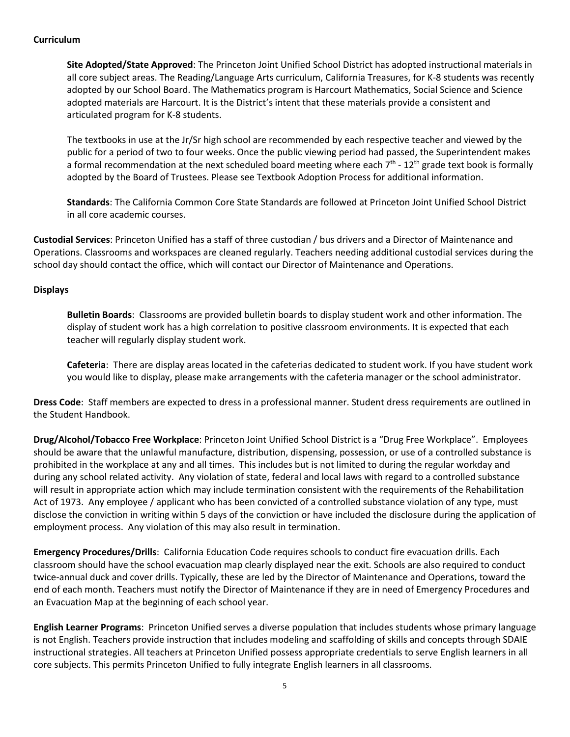**Curriculum**

**Site Adopted/State Approved**: The Princeton Joint Unified School District has adopted instructional materials in all core subject areas. The Reading/Language Arts curriculum, California Treasures, for K-8 students was recently adopted by our School Board. The Mathematics program is Harcourt Mathematics, Social Science and Science adopted materials are Harcourt. It is the District's intent that these materials provide a consistent and articulated program for K-8 students.

The textbooks in use at the Jr/Sr high school are recommended by each respective teacher and viewed by the public for a period of two to four weeks. Once the public viewing period had passed, the Superintendent makes a formal recommendation at the next scheduled board meeting where each 7th - 12th grade text book is formally adopted by the Board of Trustees. Please see Textbook Adoption Process for additional information.

**Standards**: The California Common Core State Standards are followed at Princeton Joint Unified School District in all core academic courses.

**Custodial Services**: Princeton Unified has a staff of three custodian / bus drivers and a Director of Maintenance and Operations. Classrooms and workspaces are cleaned regularly. Teachers needing additional custodial services during the school day should contact the office, which will contact our Director of Maintenance and Operations.

**Displays**

**Bulletin Boards**: Classrooms are provided bulletin boards to display student work and other information. The display of student work has a high correlation to positive classroom environments. It is expected that each teacher will regularly display student work.

**Cafeteria**: There are display areas located in the cafeterias dedicated to student work. If you have student work you would like to display, please make arrangements with the cafeteria manager or the school administrator.

**Dress Code**: Staff members are expected to dress in a professional manner. Student dress requirements are outlined in the Student Handbook.

**Drug/Alcohol/Tobacco Free Workplace**: Princeton Joint Unified School District is a "Drug Free Workplace". Employees should be aware that the unlawful manufacture, distribution, dispensing, possession, or use of a controlled substance is prohibited in the workplace at any and all times. This includes but is not limited to during the regular workday and during any school related activity. Any violation of state, federal and local laws with regard to a controlled substance will result in appropriate action which may include termination consistent with the requirements of the Rehabilitation Act of 1973. Any employee / applicant who has been convicted of a controlled substance violation of any type, must disclose the conviction in writing within 5 days of the conviction or have included the disclosure during the application of employment process. Any violation of this may also result in termination.

**Emergency Procedures/Drills**: California Education Code requires schools to conduct fire evacuation drills. Each classroom should have the school evacuation map clearly displayed near the exit. Schools are also required to conduct twice-annual duck and cover drills. Typically, these are led by the Director of Maintenance and Operations, toward the end of each month. Teachers must notify the Director of Maintenance if they are in need of Emergency Procedures and an Evacuation Map at the beginning of each school year.

**English Learner Programs**: Princeton Unified serves a diverse population that includes students whose primary language is not English. Teachers provide instruction that includes modeling and scaffolding of skills and concepts through SDAIE instructional strategies. All teachers at Princeton Unified possess appropriate credentials to serve English learners in all core subjects. This permits Princeton Unified to fully integrate English learners in all classrooms.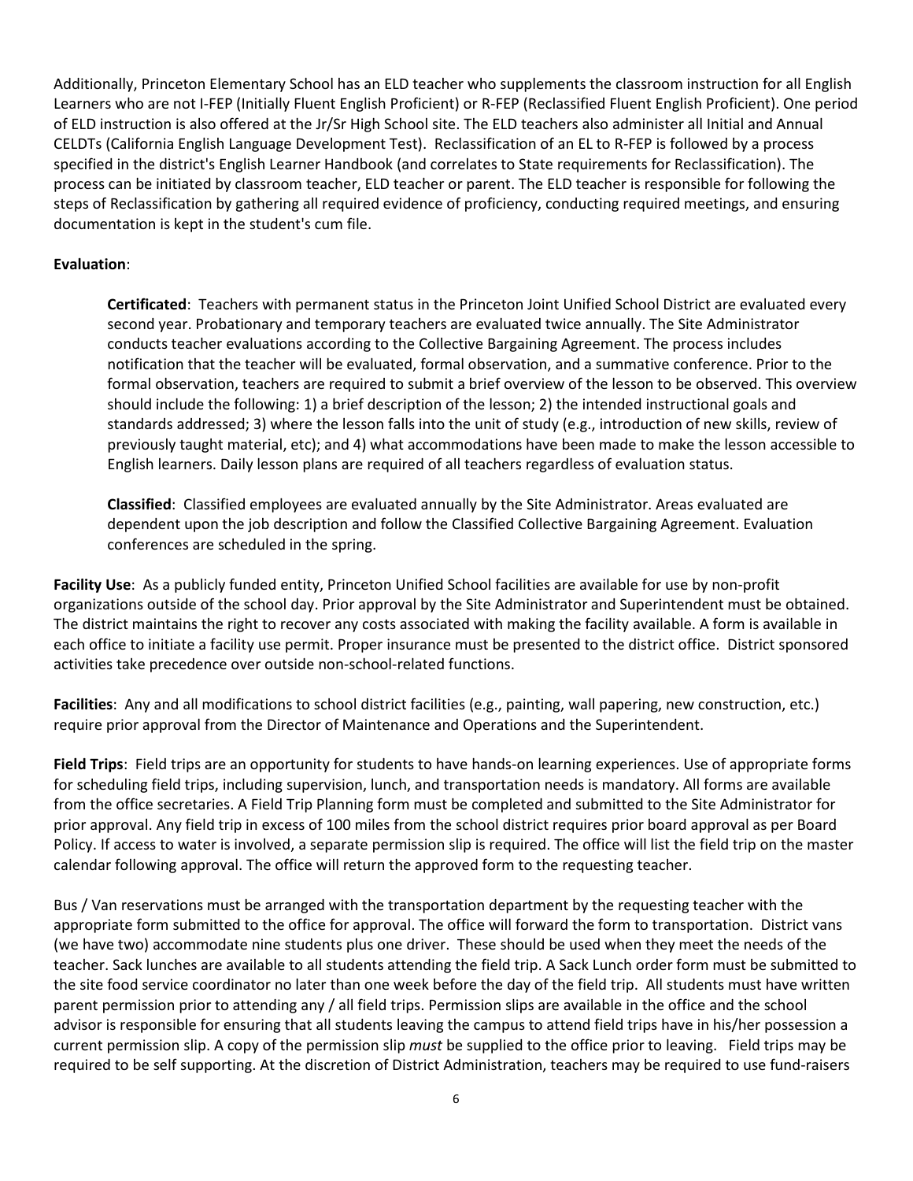Additionally, Princeton Elementary School has an ELD teacher who supplements the classroom instruction for all English Learners who are not I-FEP (Initially Fluent English Proficient) or R-FEP (Reclassified Fluent English Proficient). One period of ELD instruction is also offered at the Jr/Sr High School site. The ELD teachers also administer all Initial and Annual CELDTs (California English Language Development Test). Reclassification of an EL to R-FEP is followed by a process specified in the district's English Learner Handbook (and correlates to State requirements for Reclassification). The process can be initiated by classroom teacher, ELD teacher or parent. The ELD teacher is responsible for following the steps of Reclassification by gathering all required evidence of proficiency, conducting required meetings, and ensuring documentation is kept in the student's cum file.

**Evaluation**:

**Certificated**: Teachers with permanent status in the Princeton Joint Unified School District are evaluated every second year. Probationary and temporary teachers are evaluated twice annually. The Site Administrator conducts teacher evaluations according to the Collective Bargaining Agreement. The process includes notification that the teacher will be evaluated, formal observation, and a summative conference. Prior to the formal observation, teachers are required to submit a brief overview of the lesson to be observed. This overview should include the following: 1) a brief description of the lesson; 2) the intended instructional goals and standards addressed; 3) where the lesson falls into the unit of study (e.g., introduction of new skills, review of previously taught material, etc); and 4) what accommodations have been made to make the lesson accessible to English learners. Daily lesson plans are required of all teachers regardless of evaluation status.

**Classified**: Classified employees are evaluated annually by the Site Administrator. Areas evaluated are dependent upon the job description and follow the Classified Collective Bargaining Agreement. Evaluation conferences are scheduled in the spring.

**Facility Use**: As a publicly funded entity, Princeton Unified School facilities are available for use by non-profit organizations outside of the school day. Prior approval by the Site Administrator and Superintendent must be obtained. The district maintains the right to recover any costs associated with making the facility available. A form is available in each office to initiate a facility use permit. Proper insurance must be presented to the district office. District sponsored activities take precedence over outside non-school-related functions.

**Facilities**: Any and all modifications to school district facilities (e.g., painting, wall papering, new construction, etc.) require prior approval from the Director of Maintenance and Operations and the Superintendent.

**Field Trips**: Field trips are an opportunity for students to have hands-on learning experiences. Use of appropriate forms for scheduling field trips, including supervision, lunch, and transportation needs is mandatory. All forms are available from the office secretaries. A Field Trip Planning form must be completed and submitted to the Site Administrator for prior approval. Any field trip in excess of 100 miles from the school district requires prior board approval as per Board Policy. If access to water is involved, a separate permission slip is required. The office will list the field trip on the master calendar following approval. The office will return the approved form to the requesting teacher.

Bus / Van reservations must be arranged with the transportation department by the requesting teacher with the appropriate form submitted to the office for approval. The office will forward the form to transportation. District vans (we have two) accommodate nine students plus one driver. These should be used when they meet the needs of the teacher. Sack lunches are available to all students attending the field trip. A Sack Lunch order form must be submitted to the site food service coordinator no later than one week before the day of the field trip. All students must have written parent permission prior to attending any / all field trips. Permission slips are available in the office and the school advisor is responsible for ensuring that all students leaving the campus to attend field trips have in his/her possession a current permission slip. A copy of the permission slip *must* be supplied to the office prior to leaving. Field trips may be required to be self supporting. At the discretion of District Administration, teachers may be required to use fund-raisers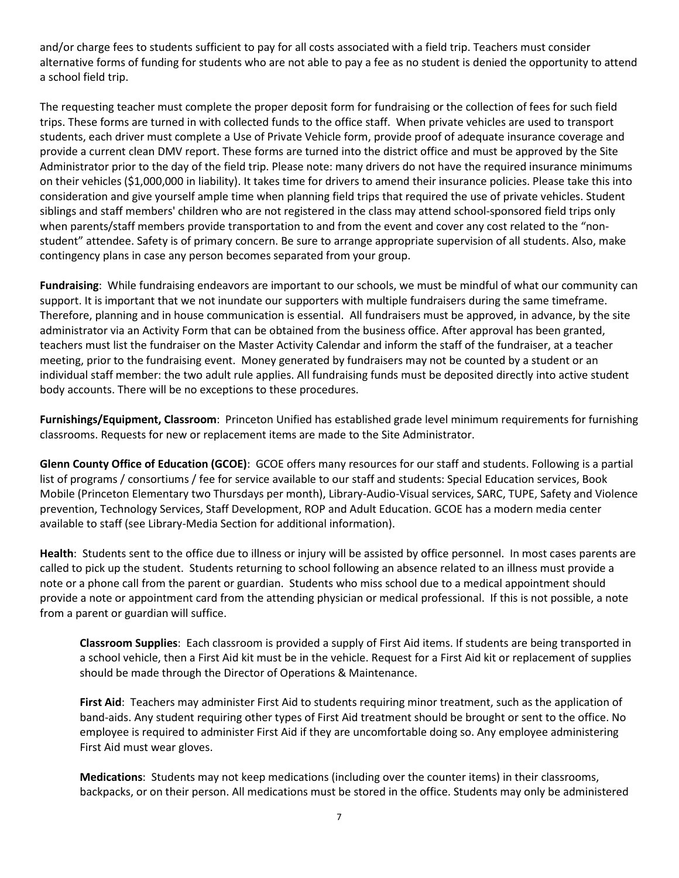and/or charge fees to students sufficient to pay for all costs associated with a field trip. Teachers must consider alternative forms of funding for students who are not able to pay a fee as no student is denied the opportunity to attend a school field trip.

The requesting teacher must complete the proper deposit form for fundraising or the collection of fees for such field trips. These forms are turned in with collected funds to the office staff. When private vehicles are used to transport students, each driver must complete a Use of Private Vehicle form, provide proof of adequate insurance coverage and provide a current clean DMV report. These forms are turned into the district office and must be approved by the Site Administrator prior to the day of the field trip. Please note: many drivers do not have the required insurance minimums on their vehicles ($1,000,000 in liability). It takes time for drivers to amend their insurance policies. Please take this into consideration and give yourself ample time when planning field trips that required the use of private vehicles. Student siblings and staff members' children who are not registered in the class may attend school-sponsored field trips only when parents/staff members provide transportation to and from the event and cover any cost related to the "non-student" attendee. Safety is of primary concern. Be sure to arrange appropriate supervision of all students. Also, make contingency plans in case any person becomes separated from your group.

**Fundraising**: While fundraising endeavors are important to our schools, we must be mindful of what our community can support. It is important that we not inundate our supporters with multiple fundraisers during the same timeframe. Therefore, planning and in house communication is essential. All fundraisers must be approved, in advance, by the site administrator via an Activity Form that can be obtained from the business office. After approval has been granted, teachers must list the fundraiser on the Master Activity Calendar and inform the staff of the fundraiser, at a teacher meeting, prior to the fundraising event. Money generated by fundraisers may not be counted by a student or an individual staff member: the two adult rule applies. All fundraising funds must be deposited directly into active student body accounts. There will be no exceptions to these procedures.

**Furnishings/Equipment, Classroom**: Princeton Unified has established grade level minimum requirements for furnishing classrooms. Requests for new or replacement items are made to the Site Administrator.

**Glenn County Office of Education (GCOE)**: GCOE offers many resources for our staff and students. Following is a partial list of programs / consortiums / fee for service available to our staff and students: Special Education services, Book Mobile (Princeton Elementary two Thursdays per month), Library-Audio-Visual services, SARC, TUPE, Safety and Violence prevention, Technology Services, Staff Development, ROP and Adult Education. GCOE has a modern media center available to staff (see Library-Media Section for additional information).

**Health**: Students sent to the office due to illness or injury will be assisted by office personnel. In most cases parents are called to pick up the student. Students returning to school following an absence related to an illness must provide a note or a phone call from the parent or guardian. Students who miss school due to a medical appointment should provide a note or appointment card from the attending physician or medical professional. If this is not possible, a note from a parent or guardian will suffice.

**Classroom Supplies**: Each classroom is provided a supply of First Aid items. If students are being transported in a school vehicle, then a First Aid kit must be in the vehicle. Request for a First Aid kit or replacement of supplies should be made through the Director of Operations & Maintenance.

**First Aid**: Teachers may administer First Aid to students requiring minor treatment, such as the application of band-aids. Any student requiring other types of First Aid treatment should be brought or sent to the office. No employee is required to administer First Aid if they are uncomfortable doing so. Any employee administering First Aid must wear gloves.

**Medications**: Students may not keep medications (including over the counter items) in their classrooms, backpacks, or on their person. All medications must be stored in the office. Students may only be administered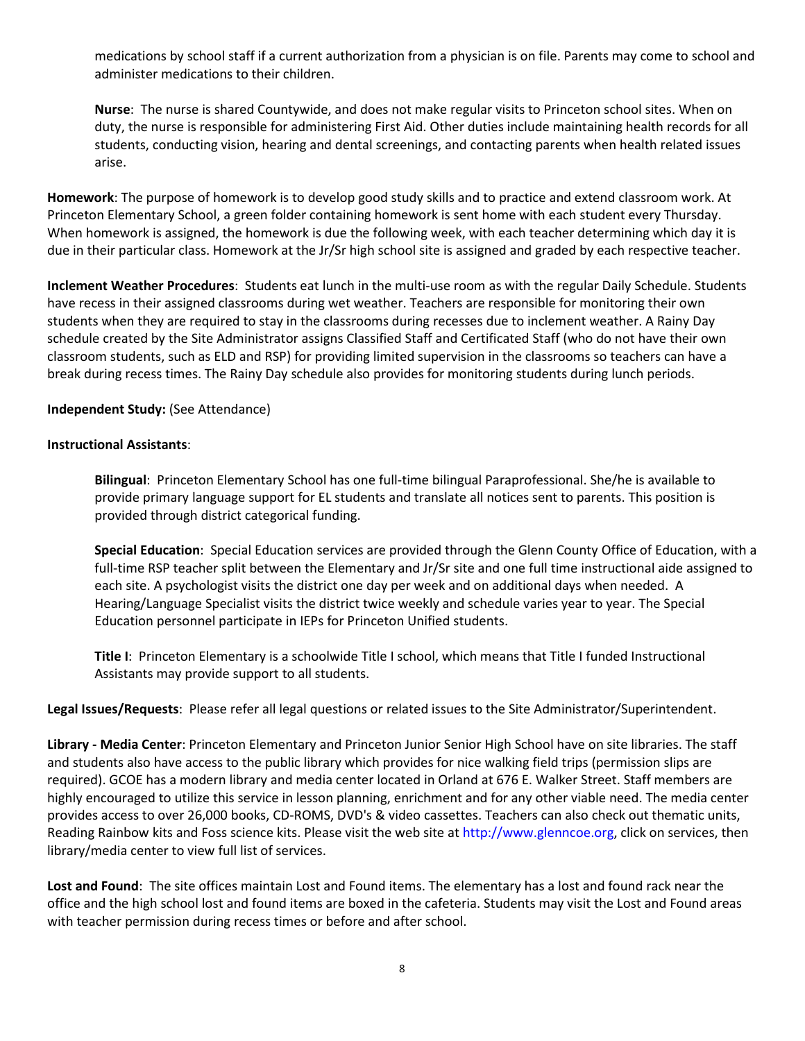medications by school staff if a current authorization from a physician is on file. Parents may come to school and administer medications to their children.

**Nurse**: The nurse is shared Countywide, and does not make regular visits to Princeton school sites. When on duty, the nurse is responsible for administering First Aid. Other duties include maintaining health records for all students, conducting vision, hearing and dental screenings, and contacting parents when health related issues arise.

**Homework**: The purpose of homework is to develop good study skills and to practice and extend classroom work. At Princeton Elementary School, a green folder containing homework is sent home with each student every Thursday. When homework is assigned, the homework is due the following week, with each teacher determining which day it is due in their particular class. Homework at the Jr/Sr high school site is assigned and graded by each respective teacher.

**Inclement Weather Procedures**: Students eat lunch in the multi-use room as with the regular Daily Schedule. Students have recess in their assigned classrooms during wet weather. Teachers are responsible for monitoring their own students when they are required to stay in the classrooms during recesses due to inclement weather. A Rainy Day schedule created by the Site Administrator assigns Classified Staff and Certificated Staff (who do not have their own classroom students, such as ELD and RSP) for providing limited supervision in the classrooms so teachers can have a break during recess times. The Rainy Day schedule also provides for monitoring students during lunch periods.

**Independent Study:** (See Attendance)

**Instructional Assistants**:

**Bilingual**: Princeton Elementary School has one full-time bilingual Paraprofessional. She/he is available to provide primary language support for EL students and translate all notices sent to parents. This position is provided through district categorical funding.

**Special Education**: Special Education services are provided through the Glenn County Office of Education, with a full-time RSP teacher split between the Elementary and Jr/Sr site and one full time instructional aide assigned to each site. A psychologist visits the district one day per week and on additional days when needed. A Hearing/Language Specialist visits the district twice weekly and schedule varies year to year. The Special Education personnel participate in IEPs for Princeton Unified students.

**Title I**: Princeton Elementary is a schoolwide Title I school, which means that Title I funded Instructional Assistants may provide support to all students.

**Legal Issues/Requests**: Please refer all legal questions or related issues to the Site Administrator/Superintendent.

**Library - Media Center**: Princeton Elementary and Princeton Junior Senior High School have on site libraries. The staff and students also have access to the public library which provides for nice walking field trips (permission slips are required). GCOE has a modern library and media center located in Orland at 676 E. Walker Street. Staff members are highly encouraged to utilize this service in lesson planning, enrichment and for any other viable need. The media center provides access to over 26,000 books, CD-ROMS, DVD's & video cassettes. Teachers can also check out thematic units, Reading Rainbow kits and Foss science kits. Please visit the web site at http://www.glenncoe.org, click on services, then library/media center to view full list of services.

**Lost and Found**: The site offices maintain Lost and Found items. The elementary has a lost and found rack near the office and the high school lost and found items are boxed in the cafeteria. Students may visit the Lost and Found areas with teacher permission during recess times or before and after school.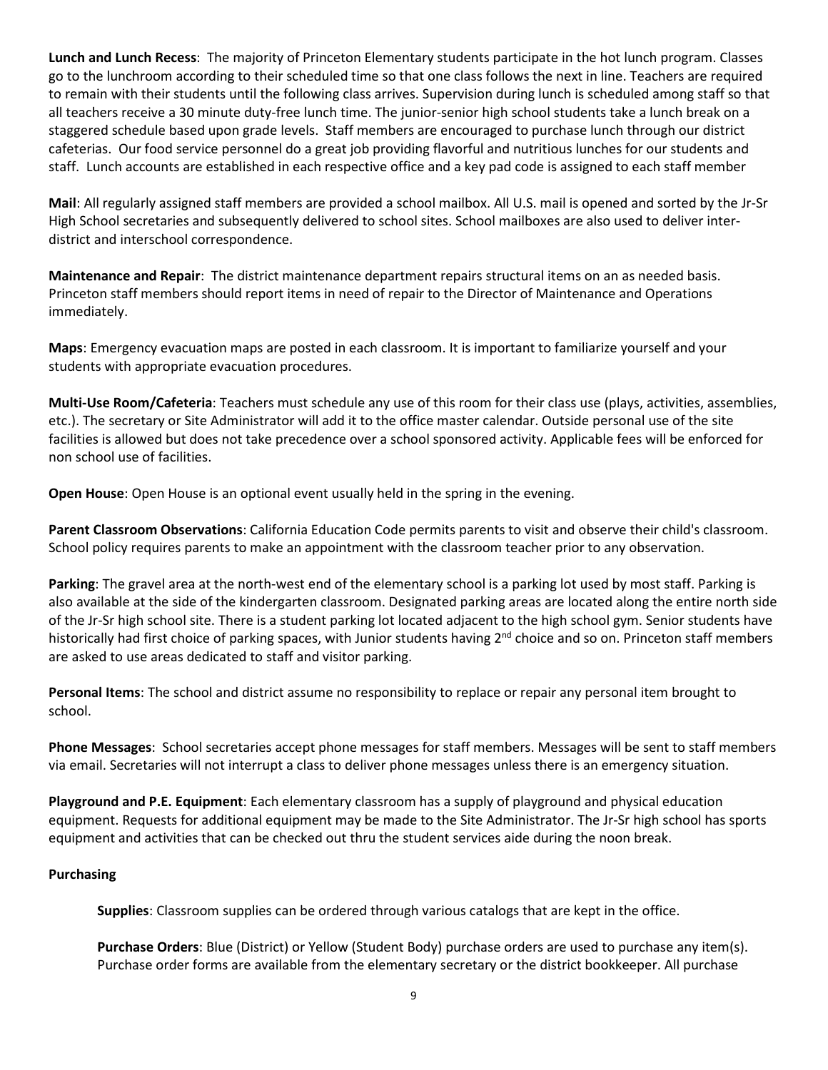**Lunch and Lunch Recess**: The majority of Princeton Elementary students participate in the hot lunch program. Classes go to the lunchroom according to their scheduled time so that one class follows the next in line. Teachers are required to remain with their students until the following class arrives. Supervision during lunch is scheduled among staff so that all teachers receive a 30 minute duty-free lunch time. The junior-senior high school students take a lunch break on a staggered schedule based upon grade levels. Staff members are encouraged to purchase lunch through our district cafeterias. Our food service personnel do a great job providing flavorful and nutritious lunches for our students and staff. Lunch accounts are established in each respective office and a key pad code is assigned to each staff member

**Mail**: All regularly assigned staff members are provided a school mailbox. All U.S. mail is opened and sorted by the Jr-Sr High School secretaries and subsequently delivered to school sites. School mailboxes are also used to deliver inter-district and interschool correspondence.

**Maintenance and Repair**: The district maintenance department repairs structural items on an as needed basis. Princeton staff members should report items in need of repair to the Director of Maintenance and Operations immediately.

**Maps**: Emergency evacuation maps are posted in each classroom. It is important to familiarize yourself and your students with appropriate evacuation procedures.

**Multi-Use Room/Cafeteria**: Teachers must schedule any use of this room for their class use (plays, activities, assemblies, etc.). The secretary or Site Administrator will add it to the office master calendar. Outside personal use of the site facilities is allowed but does not take precedence over a school sponsored activity. Applicable fees will be enforced for non school use of facilities.

**Open House**: Open House is an optional event usually held in the spring in the evening.

**Parent Classroom Observations**: California Education Code permits parents to visit and observe their child's classroom. School policy requires parents to make an appointment with the classroom teacher prior to any observation.

**Parking**: The gravel area at the north-west end of the elementary school is a parking lot used by most staff. Parking is also available at the side of the kindergarten classroom. Designated parking areas are located along the entire north side of the Jr-Sr high school site. There is a student parking lot located adjacent to the high school gym. Senior students have historically had first choice of parking spaces, with Junior students having 2nd choice and so on. Princeton staff members are asked to use areas dedicated to staff and visitor parking.

**Personal Items**: The school and district assume no responsibility to replace or repair any personal item brought to school.

**Phone Messages**: School secretaries accept phone messages for staff members. Messages will be sent to staff members via email. Secretaries will not interrupt a class to deliver phone messages unless there is an emergency situation.

**Playground and P.E. Equipment**: Each elementary classroom has a supply of playground and physical education equipment. Requests for additional equipment may be made to the Site Administrator. The Jr-Sr high school has sports equipment and activities that can be checked out thru the student services aide during the noon break.

**Purchasing**

**Supplies**: Classroom supplies can be ordered through various catalogs that are kept in the office.

**Purchase Orders**: Blue (District) or Yellow (Student Body) purchase orders are used to purchase any item(s). Purchase order forms are available from the elementary secretary or the district bookkeeper. All purchase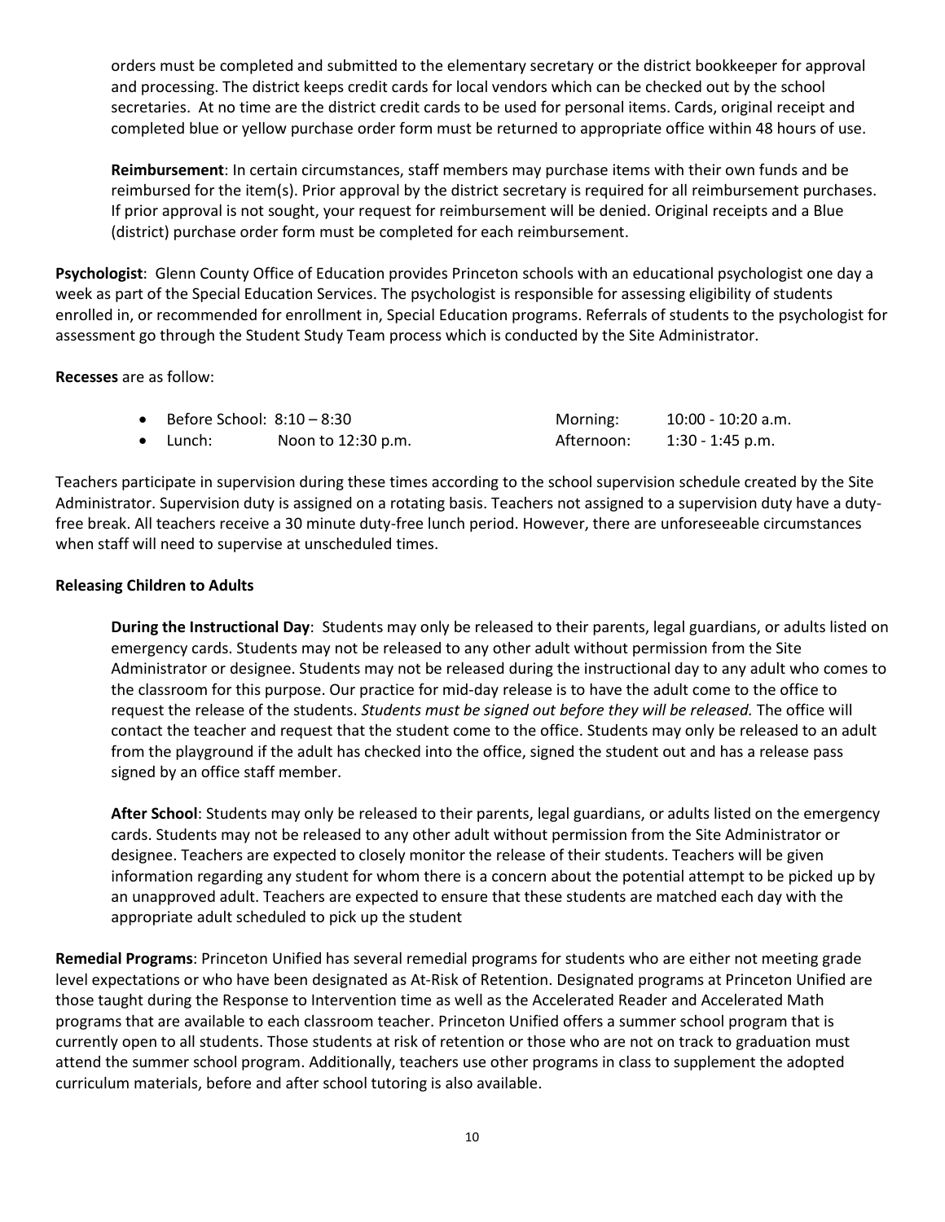orders must be completed and submitted to the elementary secretary or the district bookkeeper for approval and processing. The district keeps credit cards for local vendors which can be checked out by the school secretaries. At no time are the district credit cards to be used for personal items. Cards, original receipt and completed blue or yellow purchase order form must be returned to appropriate office within 48 hours of use.

**Reimbursement**: In certain circumstances, staff members may purchase items with their own funds and be reimbursed for the item(s). Prior approval by the district secretary is required for all reimbursement purchases. If prior approval is not sought, your request for reimbursement will be denied. Original receipts and a Blue (district) purchase order form must be completed for each reimbursement.

**Psychologist**: Glenn County Office of Education provides Princeton schools with an educational psychologist one day a week as part of the Special Education Services. The psychologist is responsible for assessing eligibility of students enrolled in, or recommended for enrollment in, Special Education programs. Referrals of students to the psychologist for assessment go through the Student Study Team process which is conducted by the Site Administrator.

**Recesses** are as follow:

- Before School: 8:10 – 8:30 Morning: 10:00 - 10:20 a.m.
- Lunch: Noon to 12:30 p.m. Afternoon: 1:30 - 1:45 p.m.

Teachers participate in supervision during these times according to the school supervision schedule created by the Site Administrator. Supervision duty is assigned on a rotating basis. Teachers not assigned to a supervision duty have a duty-free break. All teachers receive a 30 minute duty-free lunch period. However, there are unforeseeable circumstances when staff will need to supervise at unscheduled times.

**Releasing Children to Adults**

**During the Instructional Day**: Students may only be released to their parents, legal guardians, or adults listed on emergency cards. Students may not be released to any other adult without permission from the Site Administrator or designee. Students may not be released during the instructional day to any adult who comes to the classroom for this purpose. Our practice for mid-day release is to have the adult come to the office to request the release of the students. *Students must be signed out before they will be released.* The office will contact the teacher and request that the student come to the office. Students may only be released to an adult from the playground if the adult has checked into the office, signed the student out and has a release pass signed by an office staff member.

**After School**: Students may only be released to their parents, legal guardians, or adults listed on the emergency cards. Students may not be released to any other adult without permission from the Site Administrator or designee. Teachers are expected to closely monitor the release of their students. Teachers will be given information regarding any student for whom there is a concern about the potential attempt to be picked up by an unapproved adult. Teachers are expected to ensure that these students are matched each day with the appropriate adult scheduled to pick up the student

**Remedial Programs**: Princeton Unified has several remedial programs for students who are either not meeting grade level expectations or who have been designated as At-Risk of Retention. Designated programs at Princeton Unified are those taught during the Response to Intervention time as well as the Accelerated Reader and Accelerated Math programs that are available to each classroom teacher. Princeton Unified offers a summer school program that is currently open to all students. Those students at risk of retention or those who are not on track to graduation must attend the summer school program. Additionally, teachers use other programs in class to supplement the adopted curriculum materials, before and after school tutoring is also available.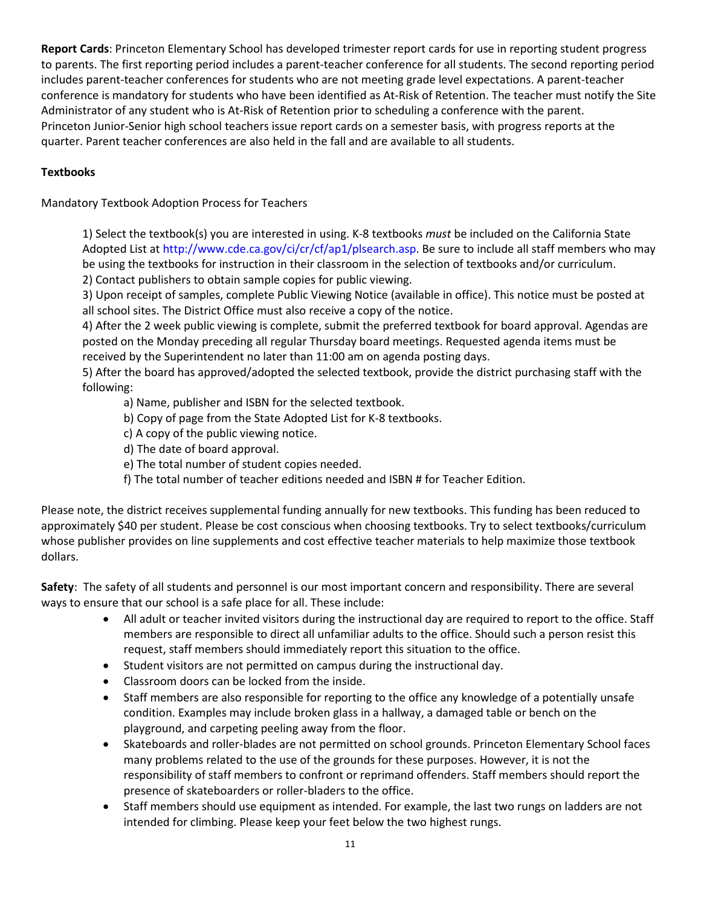**Report Cards**: Princeton Elementary School has developed trimester report cards for use in reporting student progress to parents. The first reporting period includes a parent-teacher conference for all students. The second reporting period includes parent-teacher conferences for students who are not meeting grade level expectations. A parent-teacher conference is mandatory for students who have been identified as At-Risk of Retention. The teacher must notify the Site Administrator of any student who is At-Risk of Retention prior to scheduling a conference with the parent. Princeton Junior-Senior high school teachers issue report cards on a semester basis, with progress reports at the quarter. Parent teacher conferences are also held in the fall and are available to all students.

**Textbooks**

Mandatory Textbook Adoption Process for Teachers

1) Select the textbook(s) you are interested in using. K-8 textbooks *must* be included on the California State Adopted List at http://www.cde.ca.gov/ci/cr/cf/ap1/plsearch.asp. Be sure to include all staff members who may be using the textbooks for instruction in their classroom in the selection of textbooks and/or curriculum.
2) Contact publishers to obtain sample copies for public viewing.
3) Upon receipt of samples, complete Public Viewing Notice (available in office). This notice must be posted at all school sites. The District Office must also receive a copy of the notice.
4) After the 2 week public viewing is complete, submit the preferred textbook for board approval. Agendas are posted on the Monday preceding all regular Thursday board meetings. Requested agenda items must be received by the Superintendent no later than 11:00 am on agenda posting days.
5) After the board has approved/adopted the selected textbook, provide the district purchasing staff with the following:
   a) Name, publisher and ISBN for the selected textbook.
   b) Copy of page from the State Adopted List for K-8 textbooks.
   c) A copy of the public viewing notice.
   d) The date of board approval.
   e) The total number of student copies needed.
   f) The total number of teacher editions needed and ISBN # for Teacher Edition.

Please note, the district receives supplemental funding annually for new textbooks. This funding has been reduced to approximately $40 per student. Please be cost conscious when choosing textbooks. Try to select textbooks/curriculum whose publisher provides on line supplements and cost effective teacher materials to help maximize those textbook dollars.

**Safety**: The safety of all students and personnel is our most important concern and responsibility. There are several ways to ensure that our school is a safe place for all. These include:

- All adult or teacher invited visitors during the instructional day are required to report to the office. Staff members are responsible to direct all unfamiliar adults to the office. Should such a person resist this request, staff members should immediately report this situation to the office.
- Student visitors are not permitted on campus during the instructional day.
- Classroom doors can be locked from the inside.
- Staff members are also responsible for reporting to the office any knowledge of a potentially unsafe condition. Examples may include broken glass in a hallway, a damaged table or bench on the playground, and carpeting peeling away from the floor.
- Skateboards and roller-blades are not permitted on school grounds. Princeton Elementary School faces many problems related to the use of the grounds for these purposes. However, it is not the responsibility of staff members to confront or reprimand offenders. Staff members should report the presence of skateboarders or roller-bladers to the office.
- Staff members should use equipment as intended. For example, the last two rungs on ladders are not intended for climbing. Please keep your feet below the two highest rungs.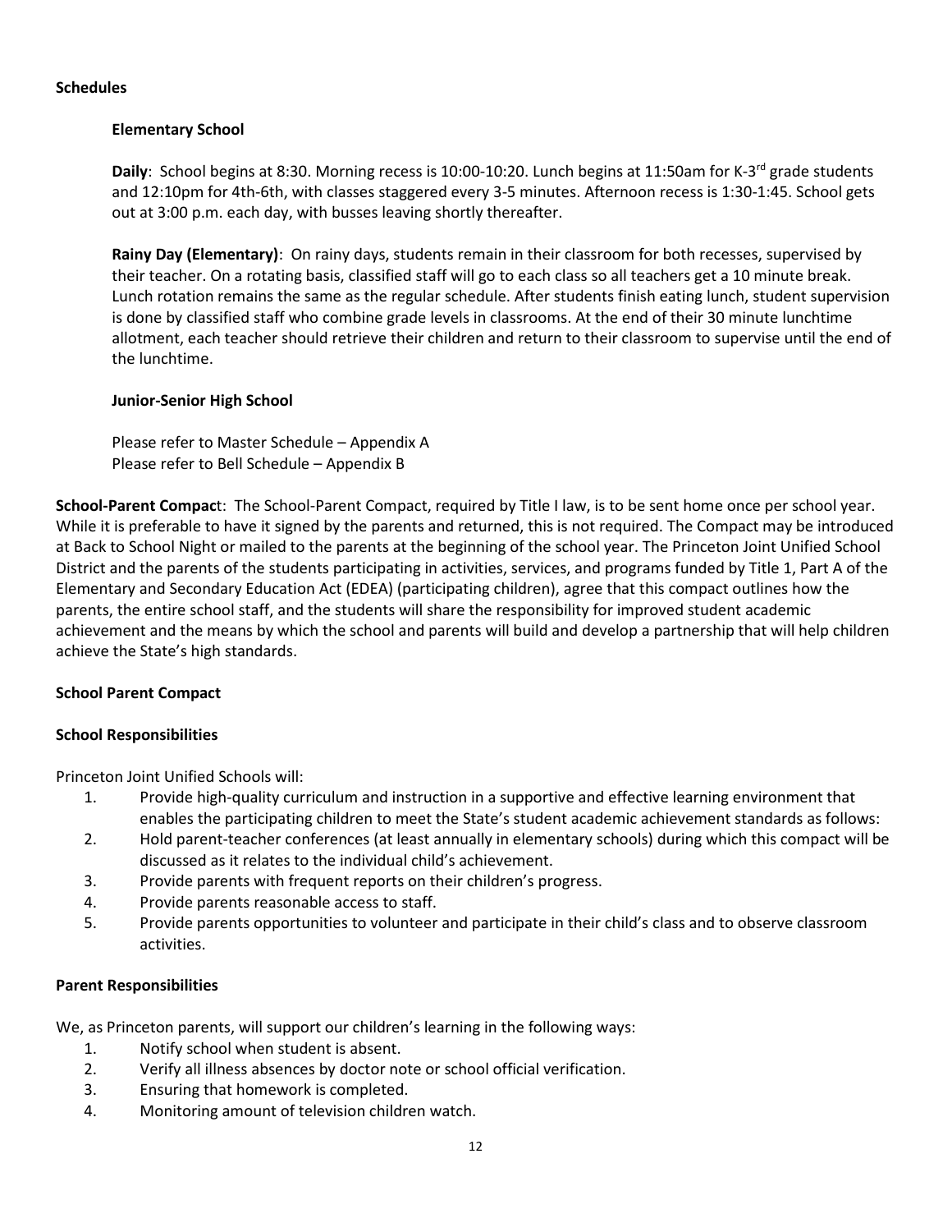**Schedules**

**Elementary School**

**Daily**: School begins at 8:30. Morning recess is 10:00-10:20. Lunch begins at 11:50am for K-3rd grade students and 12:10pm for 4th-6th, with classes staggered every 3-5 minutes. Afternoon recess is 1:30-1:45. School gets out at 3:00 p.m. each day, with busses leaving shortly thereafter.

**Rainy Day (Elementary)**: On rainy days, students remain in their classroom for both recesses, supervised by their teacher. On a rotating basis, classified staff will go to each class so all teachers get a 10 minute break. Lunch rotation remains the same as the regular schedule. After students finish eating lunch, student supervision is done by classified staff who combine grade levels in classrooms. At the end of their 30 minute lunchtime allotment, each teacher should retrieve their children and return to their classroom to supervise until the end of the lunchtime.

**Junior-Senior High School**

Please refer to Master Schedule – Appendix A
Please refer to Bell Schedule – Appendix B

**School-Parent Compact**: The School-Parent Compact, required by Title I law, is to be sent home once per school year. While it is preferable to have it signed by the parents and returned, this is not required. The Compact may be introduced at Back to School Night or mailed to the parents at the beginning of the school year. The Princeton Joint Unified School District and the parents of the students participating in activities, services, and programs funded by Title 1, Part A of the Elementary and Secondary Education Act (EDEA) (participating children), agree that this compact outlines how the parents, the entire school staff, and the students will share the responsibility for improved student academic achievement and the means by which the school and parents will build and develop a partnership that will help children achieve the State's high standards.

**School Parent Compact**

**School Responsibilities**

Princeton Joint Unified Schools will:

1. Provide high-quality curriculum and instruction in a supportive and effective learning environment that enables the participating children to meet the State's student academic achievement standards as follows:
2. Hold parent-teacher conferences (at least annually in elementary schools) during which this compact will be discussed as it relates to the individual child's achievement.
3. Provide parents with frequent reports on their children's progress.
4. Provide parents reasonable access to staff.
5. Provide parents opportunities to volunteer and participate in their child's class and to observe classroom activities.

**Parent Responsibilities**

We, as Princeton parents, will support our children's learning in the following ways:

1. Notify school when student is absent.
2. Verify all illness absences by doctor note or school official verification.
3. Ensuring that homework is completed.
4. Monitoring amount of television children watch.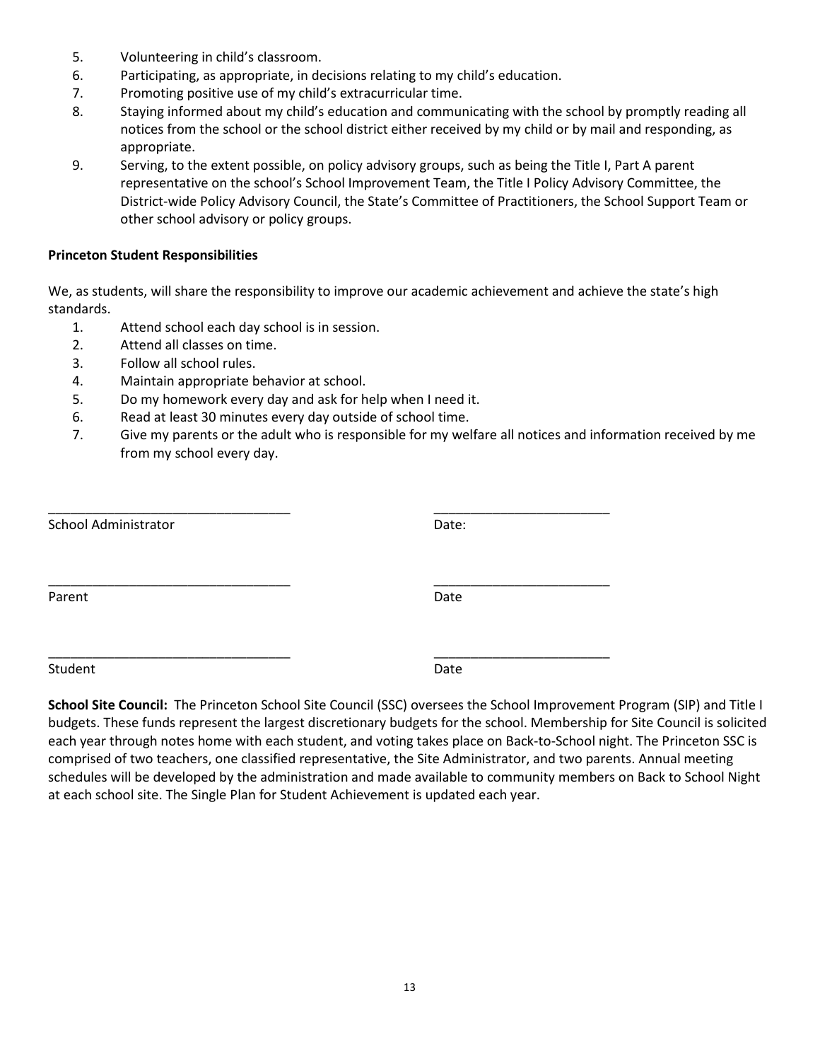5. Volunteering in child's classroom.
6. Participating, as appropriate, in decisions relating to my child's education.
7. Promoting positive use of my child's extracurricular time.
8. Staying informed about my child's education and communicating with the school by promptly reading all notices from the school or the school district either received by my child or by mail and responding, as appropriate.
9. Serving, to the extent possible, on policy advisory groups, such as being the Title I, Part A parent representative on the school's School Improvement Team, the Title I Policy Advisory Committee, the District-wide Policy Advisory Council, the State's Committee of Practitioners, the School Support Team or other school advisory or policy groups.

**Princeton Student Responsibilities**

We, as students, will share the responsibility to improve our academic achievement and achieve the state's high standards.

1. Attend school each day school is in session.
2. Attend all classes on time.
3. Follow all school rules.
4. Maintain appropriate behavior at school.
5. Do my homework every day and ask for help when I need it.
6. Read at least 30 minutes every day outside of school time.
7. Give my parents or the adult who is responsible for my welfare all notices and information received by me from my school every day.

\_\_\_\_\_\_\_\_\_\_\_\_\_\_\_\_\_\_\_\_\_\_\_\_\_\_\_\_\_\_\_\_ \_\_\_\_\_\_\_\_\_\_\_\_\_\_\_\_\_\_\_\_\_\_\_\_
School Administrator Date:

\_\_\_\_\_\_\_\_\_\_\_\_\_\_\_\_\_\_\_\_\_\_\_\_\_\_\_\_\_\_\_\_ \_\_\_\_\_\_\_\_\_\_\_\_\_\_\_\_\_\_\_\_\_\_\_\_
Parent Date

\_\_\_\_\_\_\_\_\_\_\_\_\_\_\_\_\_\_\_\_\_\_\_\_\_\_\_\_\_\_\_\_ \_\_\_\_\_\_\_\_\_\_\_\_\_\_\_\_\_\_\_\_\_\_\_\_
Student Date

**School Site Council:** The Princeton School Site Council (SSC) oversees the School Improvement Program (SIP) and Title I budgets. These funds represent the largest discretionary budgets for the school. Membership for Site Council is solicited each year through notes home with each student, and voting takes place on Back-to-School night. The Princeton SSC is comprised of two teachers, one classified representative, the Site Administrator, and two parents. Annual meeting schedules will be developed by the administration and made available to community members on Back to School Night at each school site. The Single Plan for Student Achievement is updated each year.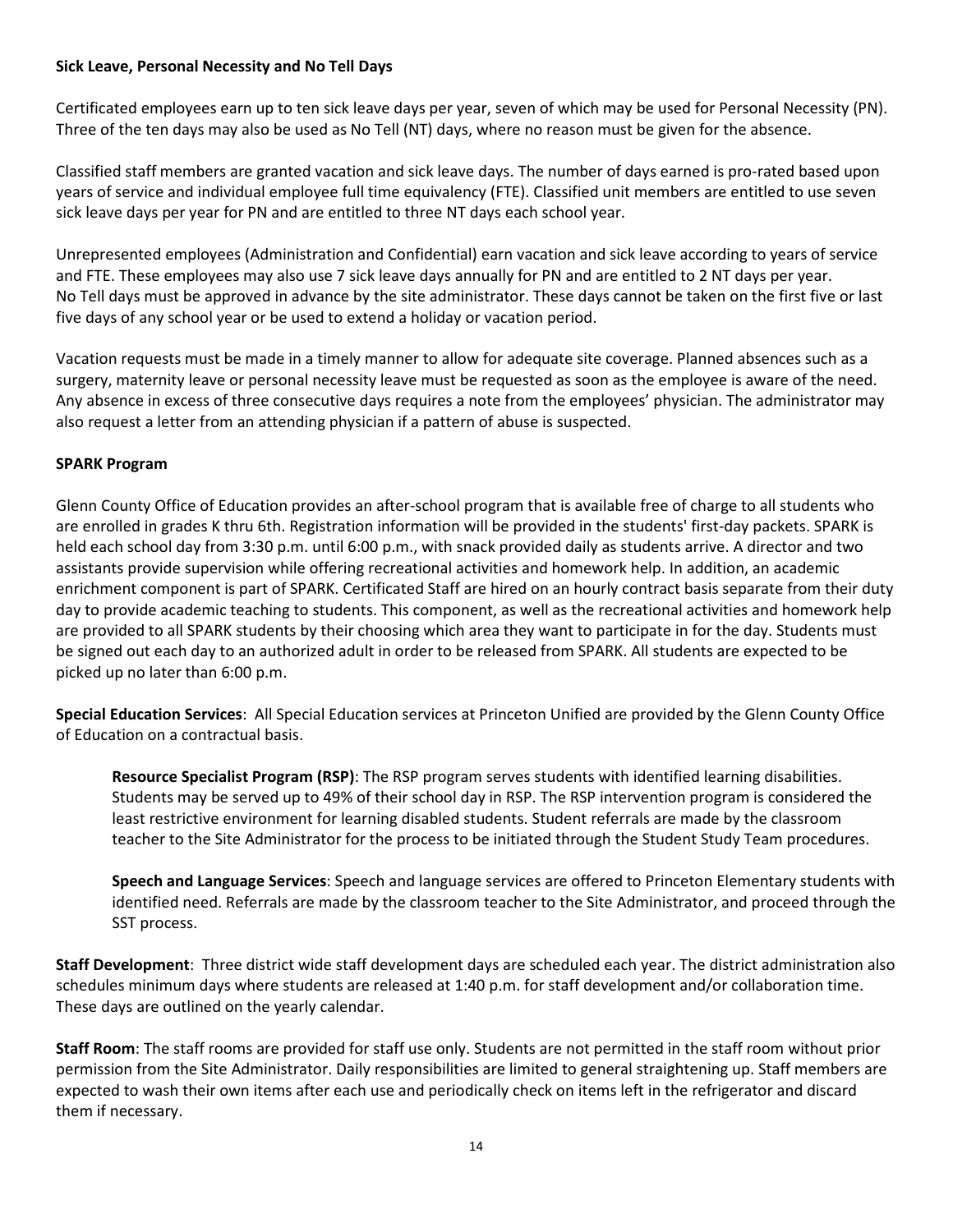**Sick Leave, Personal Necessity and No Tell Days**

Certificated employees earn up to ten sick leave days per year, seven of which may be used for Personal Necessity (PN). Three of the ten days may also be used as No Tell (NT) days, where no reason must be given for the absence.

Classified staff members are granted vacation and sick leave days. The number of days earned is pro-rated based upon years of service and individual employee full time equivalency (FTE). Classified unit members are entitled to use seven sick leave days per year for PN and are entitled to three NT days each school year.

Unrepresented employees (Administration and Confidential) earn vacation and sick leave according to years of service and FTE. These employees may also use 7 sick leave days annually for PN and are entitled to 2 NT days per year. No Tell days must be approved in advance by the site administrator. These days cannot be taken on the first five or last five days of any school year or be used to extend a holiday or vacation period.

Vacation requests must be made in a timely manner to allow for adequate site coverage. Planned absences such as a surgery, maternity leave or personal necessity leave must be requested as soon as the employee is aware of the need. Any absence in excess of three consecutive days requires a note from the employees' physician. The administrator may also request a letter from an attending physician if a pattern of abuse is suspected.

**SPARK Program**

Glenn County Office of Education provides an after-school program that is available free of charge to all students who are enrolled in grades K thru 6th. Registration information will be provided in the students' first-day packets. SPARK is held each school day from 3:30 p.m. until 6:00 p.m., with snack provided daily as students arrive. A director and two assistants provide supervision while offering recreational activities and homework help. In addition, an academic enrichment component is part of SPARK. Certificated Staff are hired on an hourly contract basis separate from their duty day to provide academic teaching to students. This component, as well as the recreational activities and homework help are provided to all SPARK students by their choosing which area they want to participate in for the day. Students must be signed out each day to an authorized adult in order to be released from SPARK. All students are expected to be picked up no later than 6:00 p.m.

**Special Education Services**: All Special Education services at Princeton Unified are provided by the Glenn County Office of Education on a contractual basis.

> **Resource Specialist Program (RSP)**: The RSP program serves students with identified learning disabilities. Students may be served up to 49% of their school day in RSP. The RSP intervention program is considered the least restrictive environment for learning disabled students. Student referrals are made by the classroom teacher to the Site Administrator for the process to be initiated through the Student Study Team procedures.
>
> **Speech and Language Services**: Speech and language services are offered to Princeton Elementary students with identified need. Referrals are made by the classroom teacher to the Site Administrator, and proceed through the SST process.

**Staff Development**: Three district wide staff development days are scheduled each year. The district administration also schedules minimum days where students are released at 1:40 p.m. for staff development and/or collaboration time. These days are outlined on the yearly calendar.

**Staff Room**: The staff rooms are provided for staff use only. Students are not permitted in the staff room without prior permission from the Site Administrator. Daily responsibilities are limited to general straightening up. Staff members are expected to wash their own items after each use and periodically check on items left in the refrigerator and discard them if necessary.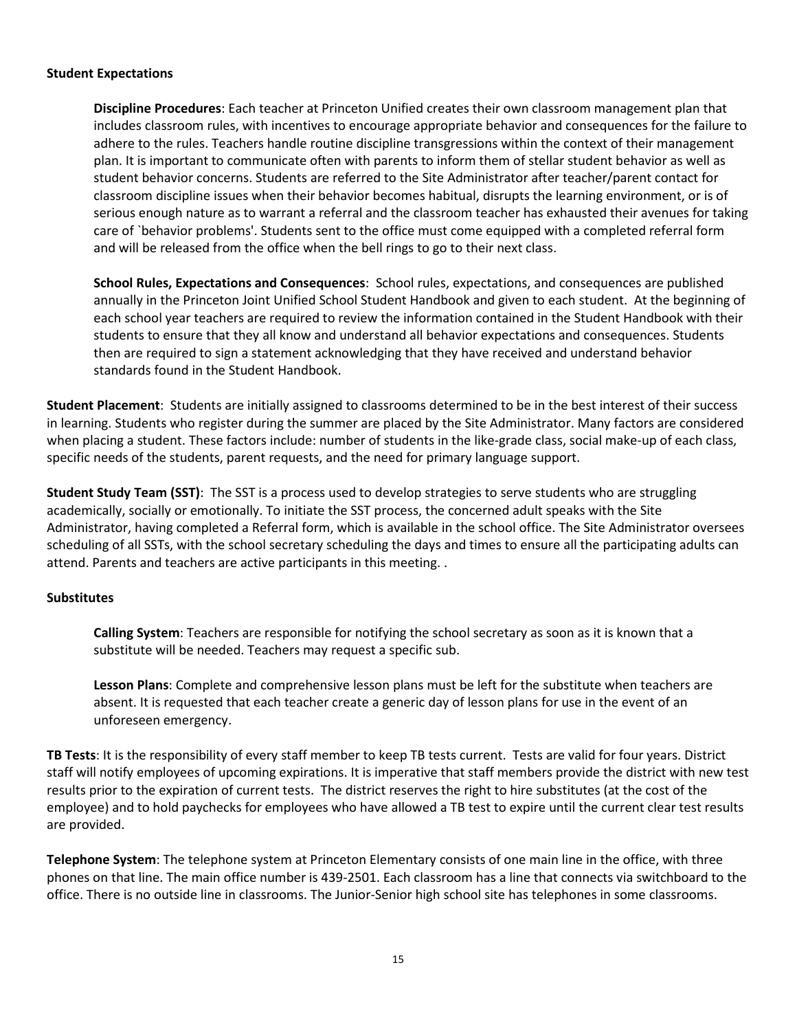**Student Expectations**

**Discipline Procedures**: Each teacher at Princeton Unified creates their own classroom management plan that includes classroom rules, with incentives to encourage appropriate behavior and consequences for the failure to adhere to the rules. Teachers handle routine discipline transgressions within the context of their management plan. It is important to communicate often with parents to inform them of stellar student behavior as well as student behavior concerns. Students are referred to the Site Administrator after teacher/parent contact for classroom discipline issues when their behavior becomes habitual, disrupts the learning environment, or is of serious enough nature as to warrant a referral and the classroom teacher has exhausted their avenues for taking care of `behavior problems'. Students sent to the office must come equipped with a completed referral form and will be released from the office when the bell rings to go to their next class.

**School Rules, Expectations and Consequences**: School rules, expectations, and consequences are published annually in the Princeton Joint Unified School Student Handbook and given to each student. At the beginning of each school year teachers are required to review the information contained in the Student Handbook with their students to ensure that they all know and understand all behavior expectations and consequences. Students then are required to sign a statement acknowledging that they have received and understand behavior standards found in the Student Handbook.

**Student Placement**: Students are initially assigned to classrooms determined to be in the best interest of their success in learning. Students who register during the summer are placed by the Site Administrator. Many factors are considered when placing a student. These factors include: number of students in the like-grade class, social make-up of each class, specific needs of the students, parent requests, and the need for primary language support.

**Student Study Team (SST)**: The SST is a process used to develop strategies to serve students who are struggling academically, socially or emotionally. To initiate the SST process, the concerned adult speaks with the Site Administrator, having completed a Referral form, which is available in the school office. The Site Administrator oversees scheduling of all SSTs, with the school secretary scheduling the days and times to ensure all the participating adults can attend. Parents and teachers are active participants in this meeting. .

**Substitutes**

**Calling System**: Teachers are responsible for notifying the school secretary as soon as it is known that a substitute will be needed. Teachers may request a specific sub.

**Lesson Plans**: Complete and comprehensive lesson plans must be left for the substitute when teachers are absent. It is requested that each teacher create a generic day of lesson plans for use in the event of an unforeseen emergency.

**TB Tests**: It is the responsibility of every staff member to keep TB tests current. Tests are valid for four years. District staff will notify employees of upcoming expirations. It is imperative that staff members provide the district with new test results prior to the expiration of current tests. The district reserves the right to hire substitutes (at the cost of the employee) and to hold paychecks for employees who have allowed a TB test to expire until the current clear test results are provided.

**Telephone System**: The telephone system at Princeton Elementary consists of one main line in the office, with three phones on that line. The main office number is 439-2501. Each classroom has a line that connects via switchboard to the office. There is no outside line in classrooms. The Junior-Senior high school site has telephones in some classrooms.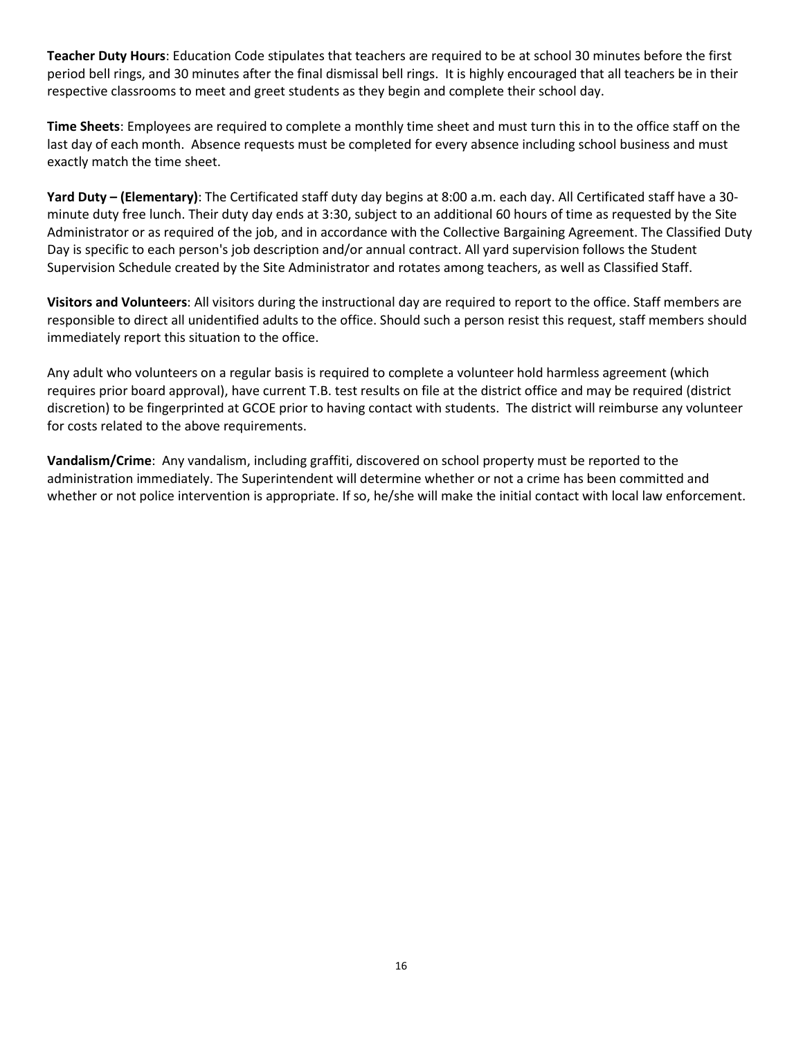**Teacher Duty Hours**: Education Code stipulates that teachers are required to be at school 30 minutes before the first period bell rings, and 30 minutes after the final dismissal bell rings. It is highly encouraged that all teachers be in their respective classrooms to meet and greet students as they begin and complete their school day.

**Time Sheets**: Employees are required to complete a monthly time sheet and must turn this in to the office staff on the last day of each month. Absence requests must be completed for every absence including school business and must exactly match the time sheet.

**Yard Duty – (Elementary)**: The Certificated staff duty day begins at 8:00 a.m. each day. All Certificated staff have a 30-minute duty free lunch. Their duty day ends at 3:30, subject to an additional 60 hours of time as requested by the Site Administrator or as required of the job, and in accordance with the Collective Bargaining Agreement. The Classified Duty Day is specific to each person's job description and/or annual contract. All yard supervision follows the Student Supervision Schedule created by the Site Administrator and rotates among teachers, as well as Classified Staff.

**Visitors and Volunteers**: All visitors during the instructional day are required to report to the office. Staff members are responsible to direct all unidentified adults to the office. Should such a person resist this request, staff members should immediately report this situation to the office.

Any adult who volunteers on a regular basis is required to complete a volunteer hold harmless agreement (which requires prior board approval), have current T.B. test results on file at the district office and may be required (district discretion) to be fingerprinted at GCOE prior to having contact with students. The district will reimburse any volunteer for costs related to the above requirements.

**Vandalism/Crime**: Any vandalism, including graffiti, discovered on school property must be reported to the administration immediately. The Superintendent will determine whether or not a crime has been committed and whether or not police intervention is appropriate. If so, he/she will make the initial contact with local law enforcement.